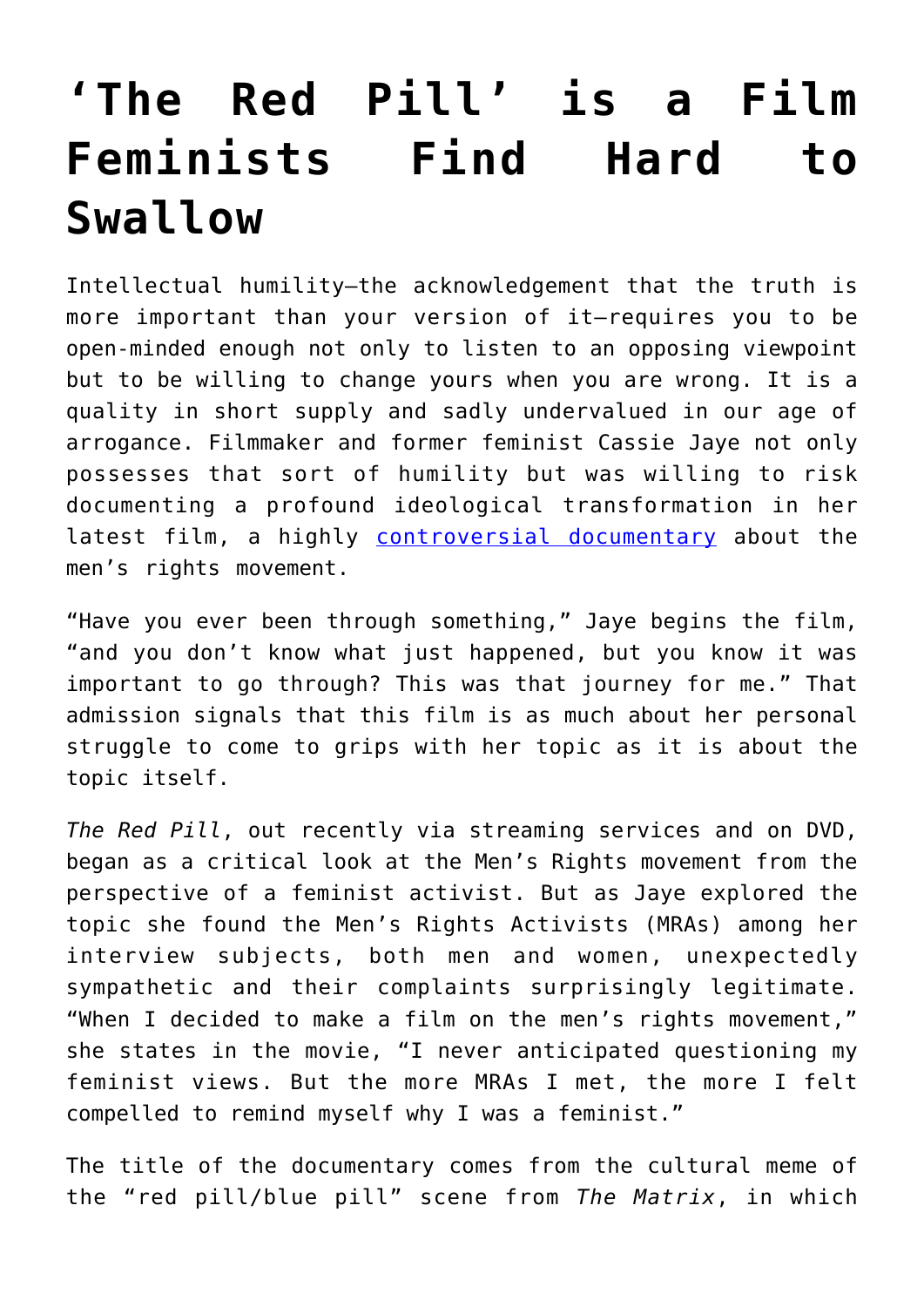# 'The Red Pill' is a Film Feminists Find Hard to Swallow

Intellectual humility—the acknowledgement that the truth is more important than your version of it—requires you to be open-minded enough not only to listen to an opposing viewpoint but to be willing to change yours when you are wrong. It is a quality in short supply and sadly undervalued in our age of arrogance. Filmmaker and former feminist Cassie Jaye not only possesses that sort of humility but was willing to risk documenting a profound ideological transformation in her latest film, a highly controversial documentary about the men's rights movement.

"Have you ever been through something," Jaye begins the film, "and you don't know what just happened, but you know it was important to go through? This was that journey for me." That admission signals that this film is as much about her personal struggle to come to grips with her topic as it is about the topic itself.

*The Red Pill*, out recently via streaming services and on DVD, began as a critical look at the Men's Rights movement from the perspective of a feminist activist. But as Jaye explored the topic she found the Men's Rights Activists (MRAs) among her interview subjects, both men and women, unexpectedly sympathetic and their complaints surprisingly legitimate. "When I decided to make a film on the men's rights movement," she states in the movie, "I never anticipated questioning my feminist views. But the more MRAs I met, the more I felt compelled to remind myself why I was a feminist."

The title of the documentary comes from the cultural meme of the "red pill/blue pill" scene from *The Matrix*, in which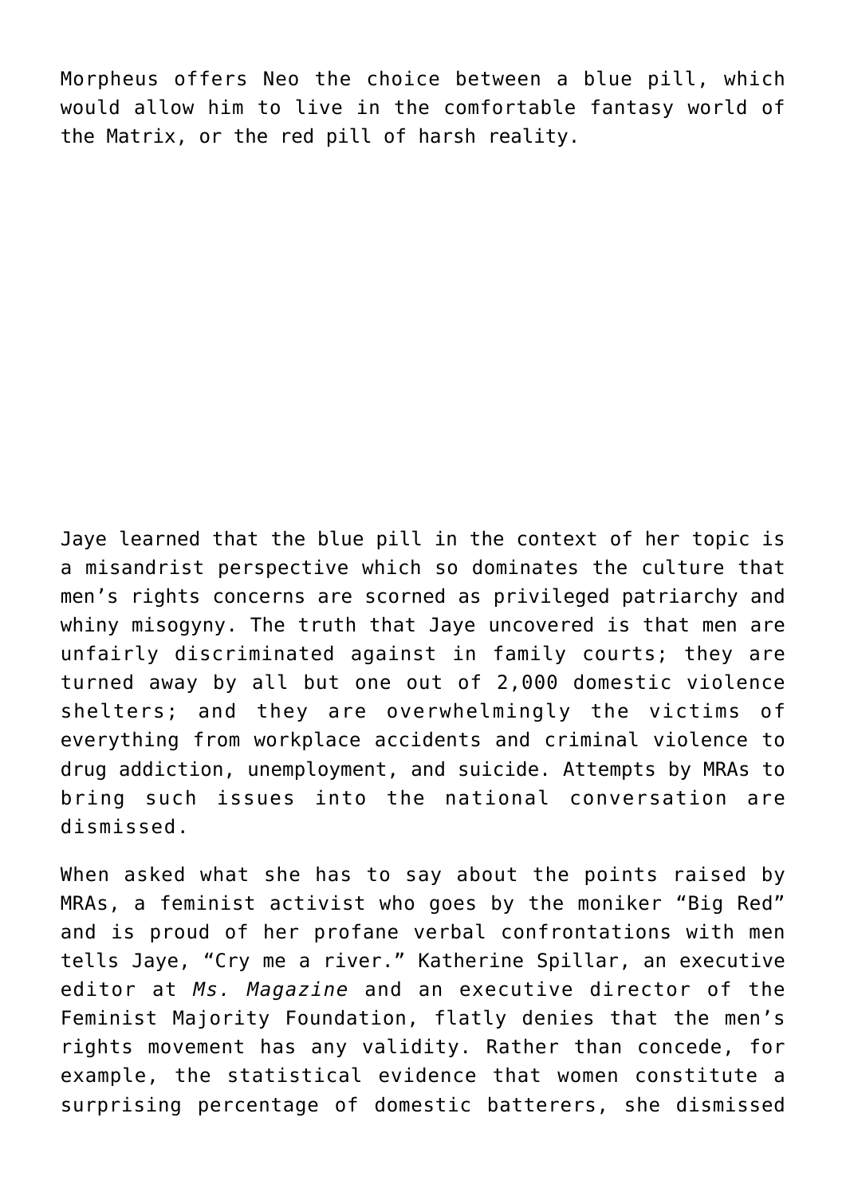Morpheus offers Neo the choice between a blue pill, which would allow him to live in the comfortable fantasy world of the Matrix, or the red pill of harsh reality.

Jaye learned that the blue pill in the context of her topic is a misandrist perspective which so dominates the culture that men's rights concerns are scorned as privileged patriarchy and whiny misogyny. The truth that Jaye uncovered is that men are unfairly discriminated against in family courts; they are turned away by all but one out of 2,000 domestic violence shelters; and they are overwhelmingly the victims of everything from workplace accidents and criminal violence to drug addiction, unemployment, and suicide. Attempts by MRAs to bring such issues into the national conversation are dismissed.

When asked what she has to say about the points raised by MRAs, a feminist activist who goes by the moniker "Big Red" and is proud of her profane verbal confrontations with men tells Jaye, "Cry me a river." Katherine Spillar, an executive editor at *Ms. Magazine* and an executive director of the Feminist Majority Foundation, flatly denies that the men's rights movement has any validity. Rather than concede, for example, the statistical evidence that women constitute a surprising percentage of domestic batterers, she dismissed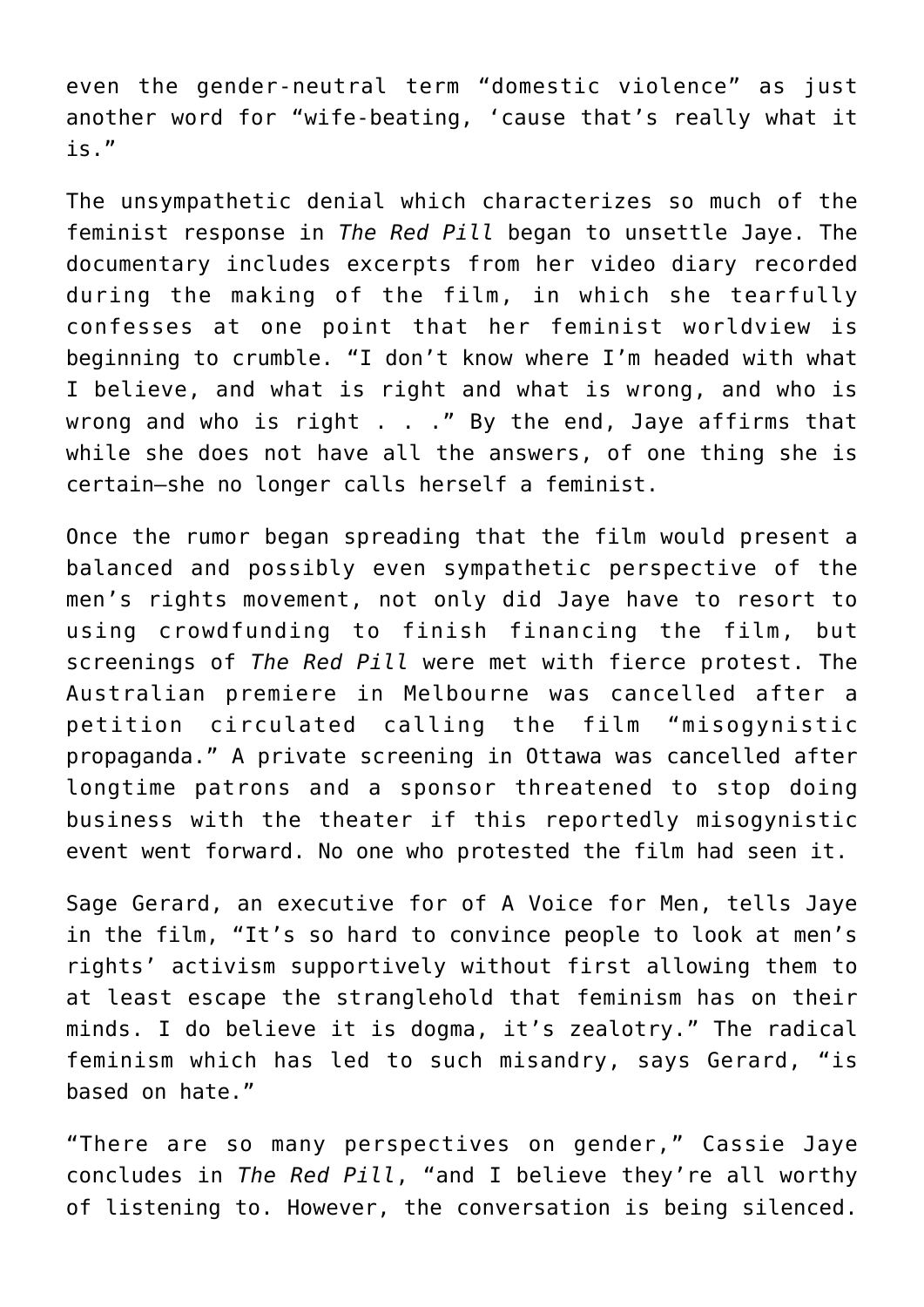even the gender-neutral term “domestic violence” as just another word for “wife-beating, ‘cause that’s really what it is.”

The unsympathetic denial which characterizes so much of the feminist response in *The Red Pill* began to unsettle Jaye. The documentary includes excerpts from her video diary recorded during the making of the film, in which she tearfully confesses at one point that her feminist worldview is beginning to crumble. “I don’t know where I’m headed with what I believe, and what is right and what is wrong, and who is wrong and who is right . . .” By the end, Jaye affirms that while she does not have all the answers, of one thing she is certain—she no longer calls herself a feminist.

Once the rumor began spreading that the film would present a balanced and possibly even sympathetic perspective of the men’s rights movement, not only did Jaye have to resort to using crowdfunding to finish financing the film, but screenings of *The Red Pill* were met with fierce protest. The Australian premiere in Melbourne was cancelled after a petition circulated calling the film “misogynistic propaganda.” A private screening in Ottawa was cancelled after longtime patrons and a sponsor threatened to stop doing business with the theater if this reportedly misogynistic event went forward. No one who protested the film had seen it.

Sage Gerard, an executive for of A Voice for Men, tells Jaye in the film, “It’s so hard to convince people to look at men’s rights’ activism supportively without first allowing them to at least escape the stranglehold that feminism has on their minds. I do believe it is dogma, it’s zealotry.” The radical feminism which has led to such misandry, says Gerard, “is based on hate.”

“There are so many perspectives on gender,” Cassie Jaye concludes in *The Red Pill*, “and I believe they’re all worthy of listening to. However, the conversation is being silenced.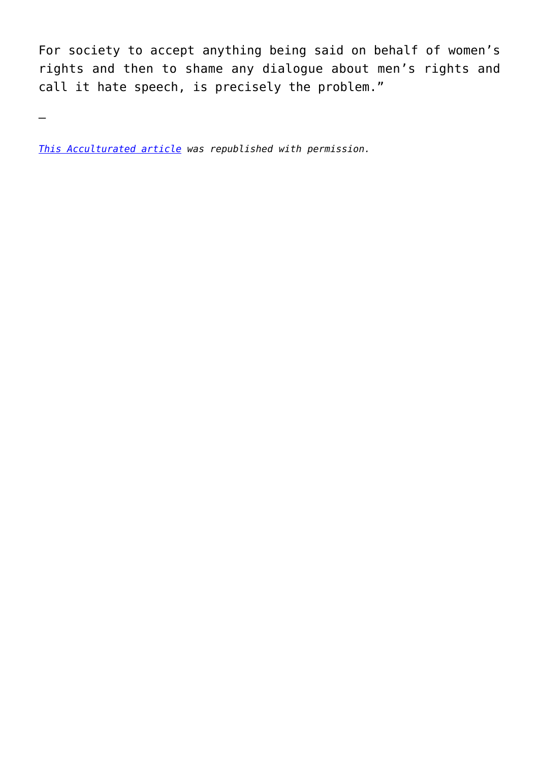For society to accept anything being said on behalf of women's rights and then to shame any dialogue about men's rights and call it hate speech, is precisely the problem."

—

*[This Acculturated article](#) was republished with permission.*